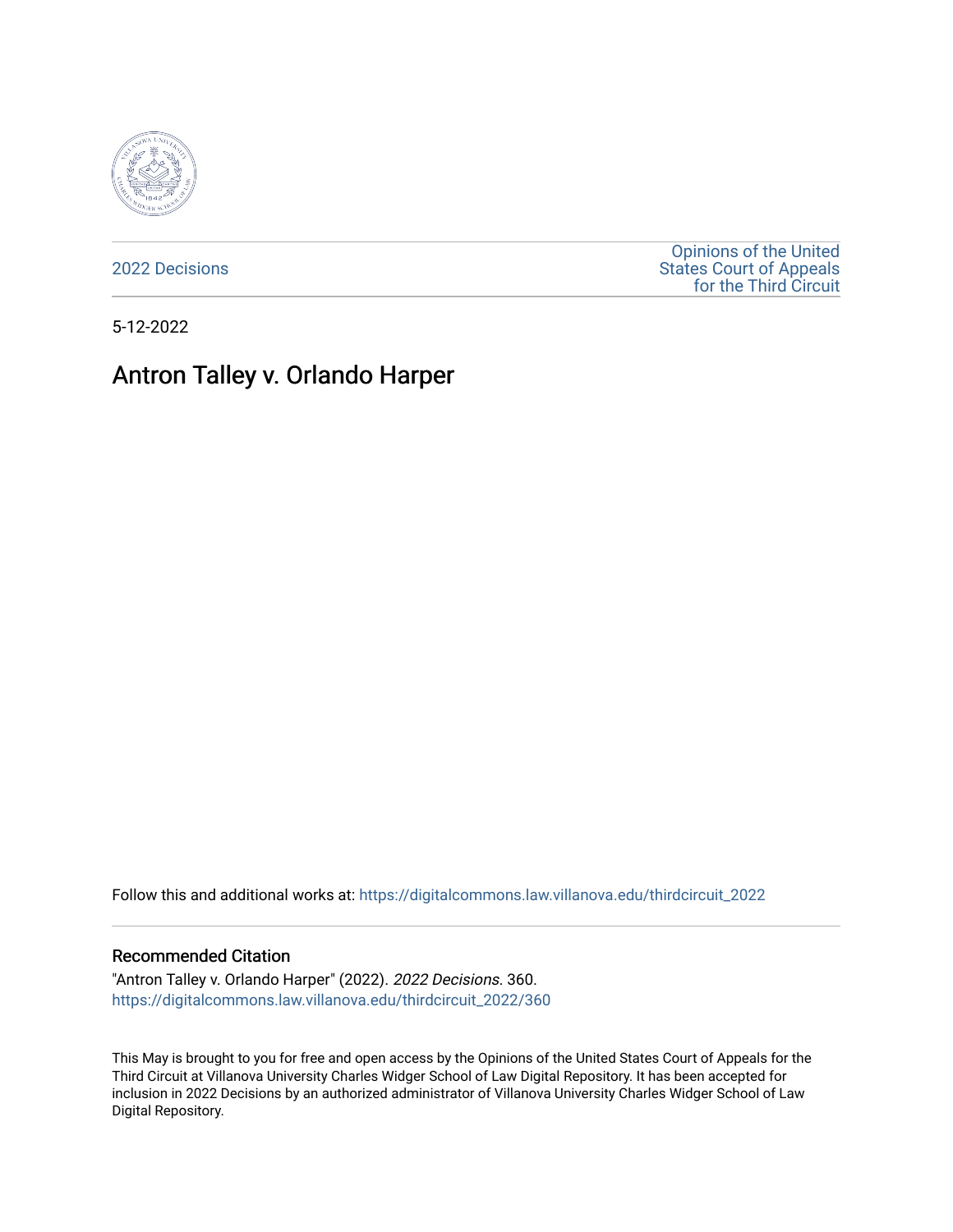2022 Decisions

Opinions of the United States Court of Appeals for the Third Circuit

5-12-2022

# Antron Talley v. Orlando Harper

Follow this and additional works at: https://digitalcommons.law.villanova.edu/thirdcircuit_2022

## Recommended Citation

"Antron Talley v. Orlando Harper" (2022). *2022 Decisions*. 360.
https://digitalcommons.law.villanova.edu/thirdcircuit_2022/360

This May is brought to you for free and open access by the Opinions of the United States Court of Appeals for the Third Circuit at Villanova University Charles Widger School of Law Digital Repository. It has been accepted for inclusion in 2022 Decisions by an authorized administrator of Villanova University Charles Widger School of Law Digital Repository.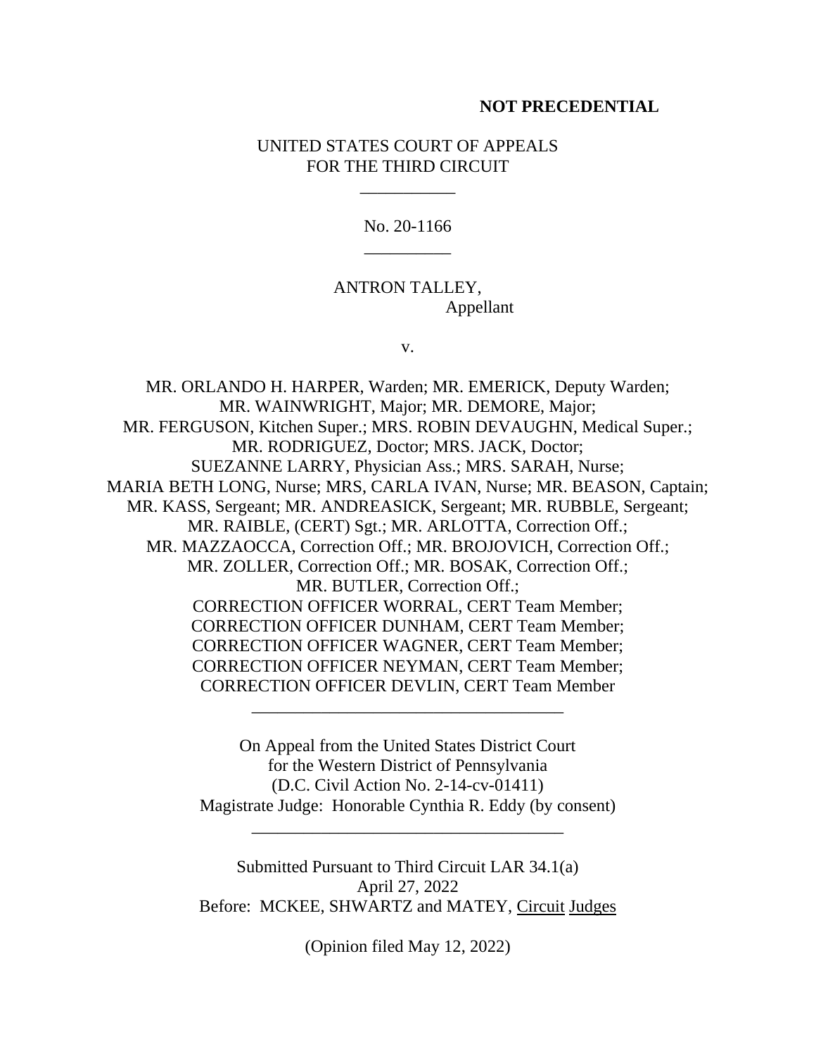**NOT PRECEDENTIAL**

UNITED STATES COURT OF APPEALS
FOR THE THIRD CIRCUIT

\_\_\_\_\_\_\_\_\_\_\_

No. 20-1166

\_\_\_\_\_\_\_\_\_\_

ANTRON TALLEY,
Appellant

v.

MR. ORLANDO H. HARPER, Warden; MR. EMERICK, Deputy Warden;
MR. WAINWRIGHT, Major; MR. DEMORE, Major;
MR. FERGUSON, Kitchen Super.; MRS. ROBIN DEVAUGHN, Medical Super.;
MR. RODRIGUEZ, Doctor; MRS. JACK, Doctor;
SUEZANNE LARRY, Physician Ass.; MRS. SARAH, Nurse;
MARIA BETH LONG, Nurse; MRS, CARLA IVAN, Nurse; MR. BEASON, Captain;
MR. KASS, Sergeant; MR. ANDREASICK, Sergeant; MR. RUBBLE, Sergeant;
MR. RAIBLE, (CERT) Sgt.; MR. ARLOTTA, Correction Off.;
MR. MAZZAOCCA, Correction Off.; MR. BROJOVICH, Correction Off.;
MR. ZOLLER, Correction Off.; MR. BOSAK, Correction Off.;
MR. BUTLER, Correction Off.;
CORRECTION OFFICER WORRAL, CERT Team Member;
CORRECTION OFFICER DUNHAM, CERT Team Member;
CORRECTION OFFICER WAGNER, CERT Team Member;
CORRECTION OFFICER NEYMAN, CERT Team Member;
CORRECTION OFFICER DEVLIN, CERT Team Member

\_\_\_\_\_\_\_\_\_\_\_\_\_\_\_\_\_\_\_\_\_\_\_\_\_\_\_\_\_\_\_\_\_\_\_\_

On Appeal from the United States District Court
for the Western District of Pennsylvania
(D.C. Civil Action No. 2-14-cv-01411)
Magistrate Judge: Honorable Cynthia R. Eddy (by consent)

\_\_\_\_\_\_\_\_\_\_\_\_\_\_\_\_\_\_\_\_\_\_\_\_\_\_\_\_\_\_\_\_\_\_\_\_

Submitted Pursuant to Third Circuit LAR 34.1(a)
April 27, 2022
Before: MCKEE, SHWARTZ and MATEY, Circuit Judges

(Opinion filed May 12, 2022)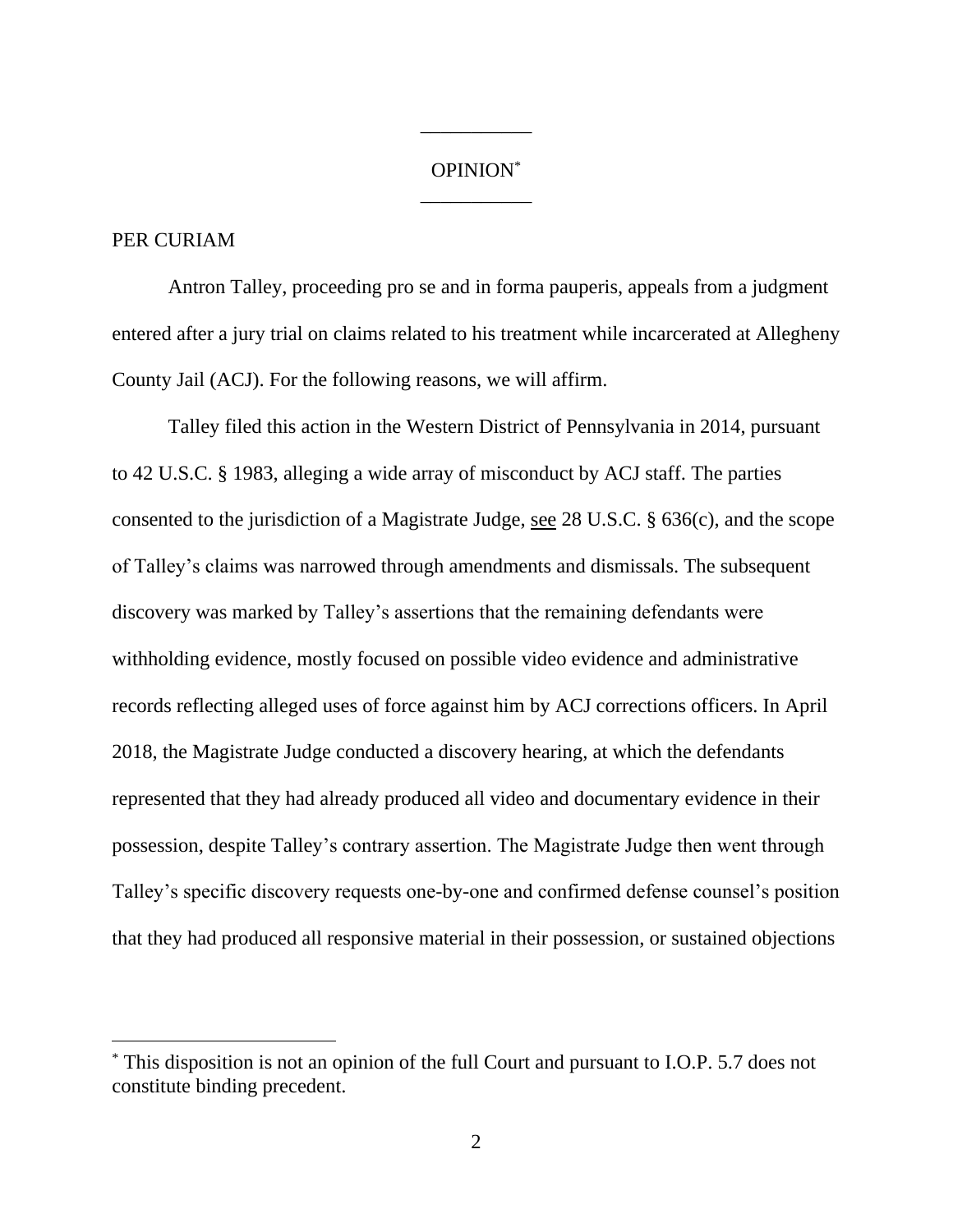OPINION*

PER CURIAM

Antron Talley, proceeding pro se and in forma pauperis, appeals from a judgment entered after a jury trial on claims related to his treatment while incarcerated at Allegheny County Jail (ACJ). For the following reasons, we will affirm.

Talley filed this action in the Western District of Pennsylvania in 2014, pursuant to 42 U.S.C. § 1983, alleging a wide array of misconduct by ACJ staff. The parties consented to the jurisdiction of a Magistrate Judge, see 28 U.S.C. § 636(c), and the scope of Talley's claims was narrowed through amendments and dismissals. The subsequent discovery was marked by Talley's assertions that the remaining defendants were withholding evidence, mostly focused on possible video evidence and administrative records reflecting alleged uses of force against him by ACJ corrections officers. In April 2018, the Magistrate Judge conducted a discovery hearing, at which the defendants represented that they had already produced all video and documentary evidence in their possession, despite Talley's contrary assertion. The Magistrate Judge then went through Talley's specific discovery requests one-by-one and confirmed defense counsel's position that they had produced all responsive material in their possession, or sustained objections

---

* This disposition is not an opinion of the full Court and pursuant to I.O.P. 5.7 does not constitute binding precedent.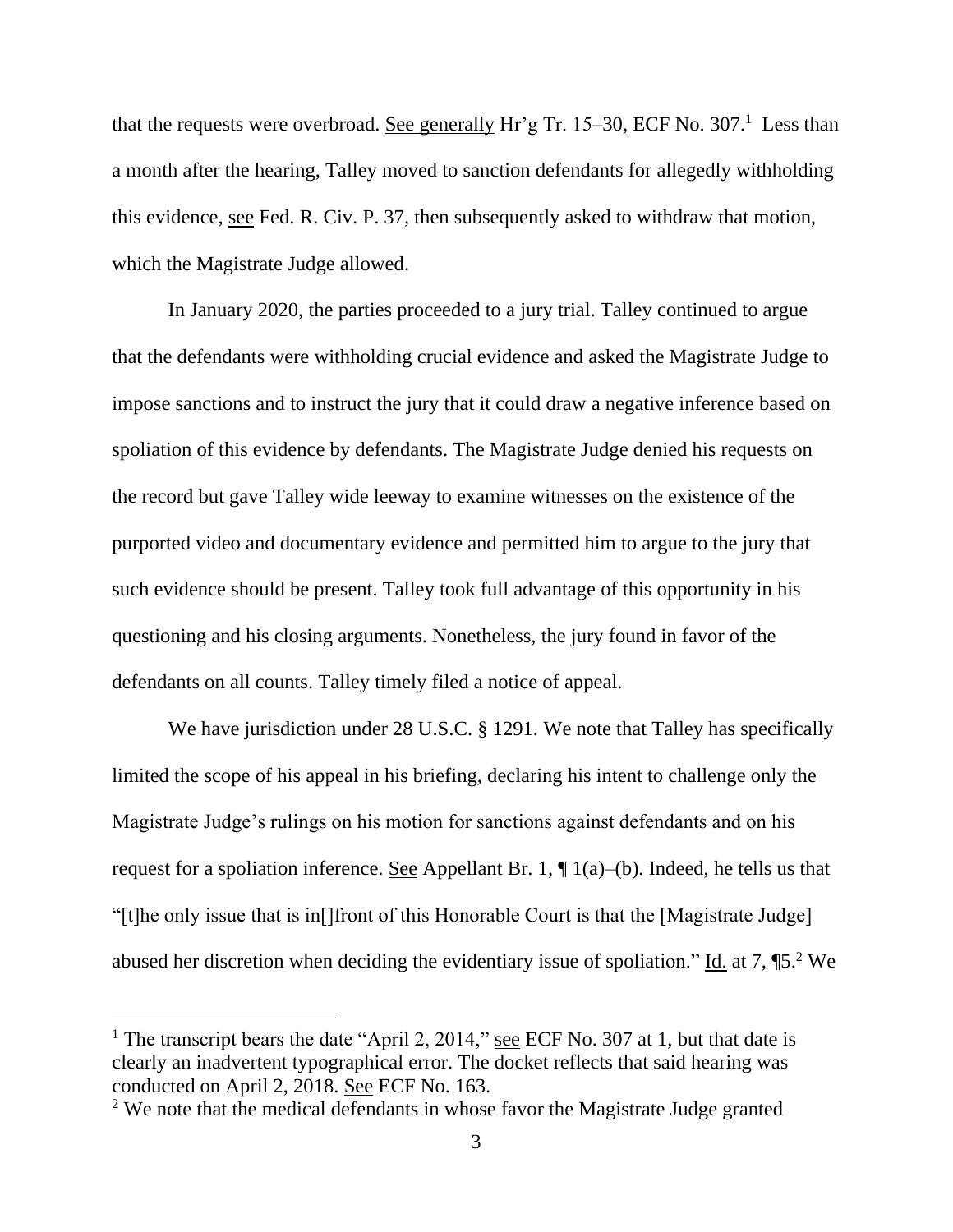that the requests were overbroad. See generally Hr'g Tr. 15–30, ECF No. 307.[1] Less than a month after the hearing, Talley moved to sanction defendants for allegedly withholding this evidence, see Fed. R. Civ. P. 37, then subsequently asked to withdraw that motion, which the Magistrate Judge allowed.

In January 2020, the parties proceeded to a jury trial. Talley continued to argue that the defendants were withholding crucial evidence and asked the Magistrate Judge to impose sanctions and to instruct the jury that it could draw a negative inference based on spoliation of this evidence by defendants. The Magistrate Judge denied his requests on the record but gave Talley wide leeway to examine witnesses on the existence of the purported video and documentary evidence and permitted him to argue to the jury that such evidence should be present. Talley took full advantage of this opportunity in his questioning and his closing arguments. Nonetheless, the jury found in favor of the defendants on all counts. Talley timely filed a notice of appeal.

We have jurisdiction under 28 U.S.C. § 1291. We note that Talley has specifically limited the scope of his appeal in his briefing, declaring his intent to challenge only the Magistrate Judge's rulings on his motion for sanctions against defendants and on his request for a spoliation inference. See Appellant Br. 1, ¶ 1(a)–(b). Indeed, he tells us that "[t]he only issue that is in[]front of this Honorable Court is that the [Magistrate Judge] abused her discretion when deciding the evidentiary issue of spoliation." Id. at 7, ¶5.[2] We

---

[1] The transcript bears the date "April 2, 2014," see ECF No. 307 at 1, but that date is clearly an inadvertent typographical error. The docket reflects that said hearing was conducted on April 2, 2018. See ECF No. 163.

[2] We note that the medical defendants in whose favor the Magistrate Judge granted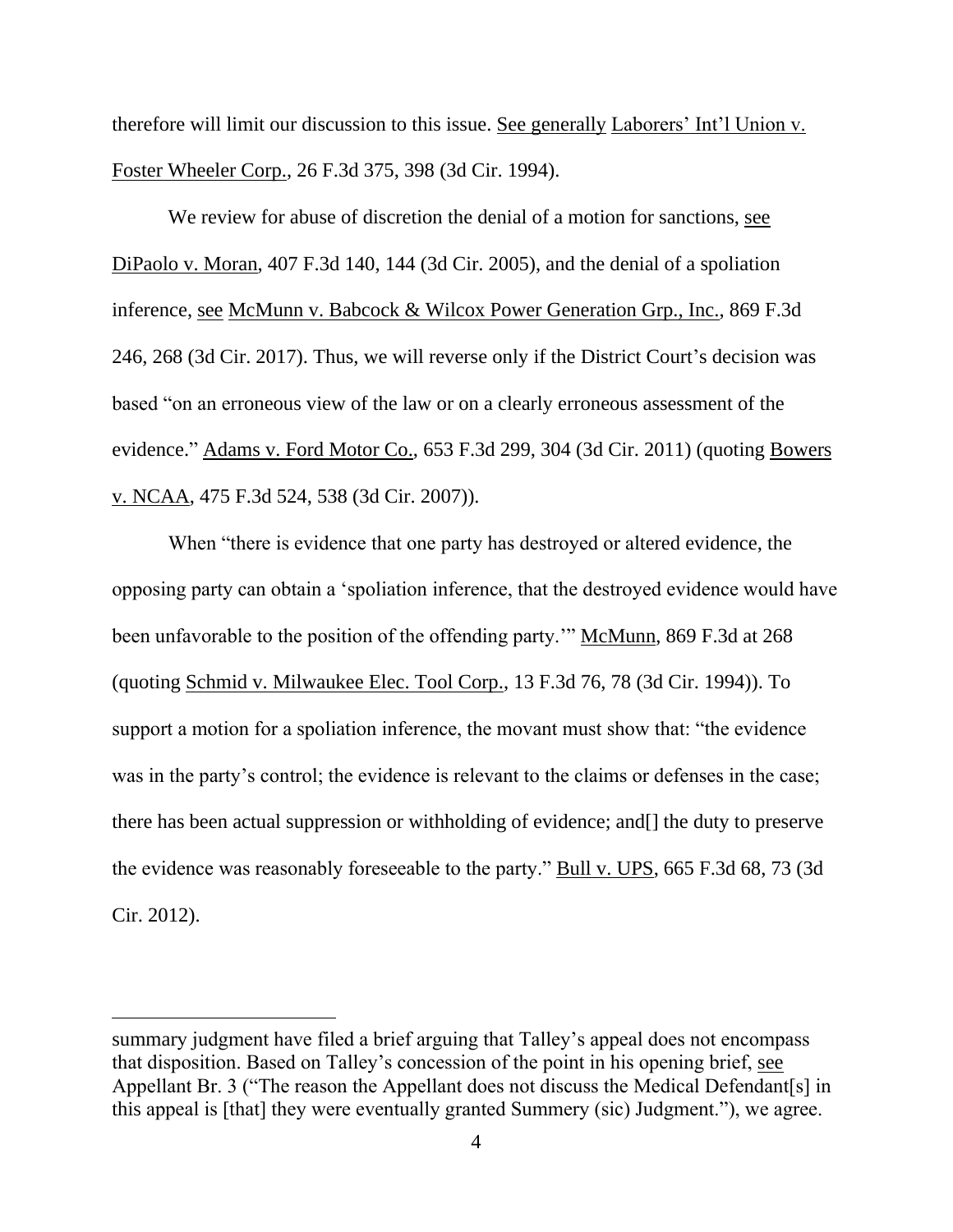therefore will limit our discussion to this issue. See generally Laborers' Int'l Union v. Foster Wheeler Corp., 26 F.3d 375, 398 (3d Cir. 1994).

We review for abuse of discretion the denial of a motion for sanctions, see DiPaolo v. Moran, 407 F.3d 140, 144 (3d Cir. 2005), and the denial of a spoliation inference, see McMunn v. Babcock & Wilcox Power Generation Grp., Inc., 869 F.3d 246, 268 (3d Cir. 2017). Thus, we will reverse only if the District Court's decision was based "on an erroneous view of the law or on a clearly erroneous assessment of the evidence." Adams v. Ford Motor Co., 653 F.3d 299, 304 (3d Cir. 2011) (quoting Bowers v. NCAA, 475 F.3d 524, 538 (3d Cir. 2007)).

When "there is evidence that one party has destroyed or altered evidence, the opposing party can obtain a 'spoliation inference, that the destroyed evidence would have been unfavorable to the position of the offending party.'" McMunn, 869 F.3d at 268 (quoting Schmid v. Milwaukee Elec. Tool Corp., 13 F.3d 76, 78 (3d Cir. 1994)). To support a motion for a spoliation inference, the movant must show that: "the evidence was in the party's control; the evidence is relevant to the claims or defenses in the case; there has been actual suppression or withholding of evidence; and[] the duty to preserve the evidence was reasonably foreseeable to the party." Bull v. UPS, 665 F.3d 68, 73 (3d Cir. 2012).

---

summary judgment have filed a brief arguing that Talley's appeal does not encompass that disposition. Based on Talley's concession of the point in his opening brief, see Appellant Br. 3 ("The reason the Appellant does not discuss the Medical Defendant[s] in this appeal is [that] they were eventually granted Summery (sic) Judgment."), we agree.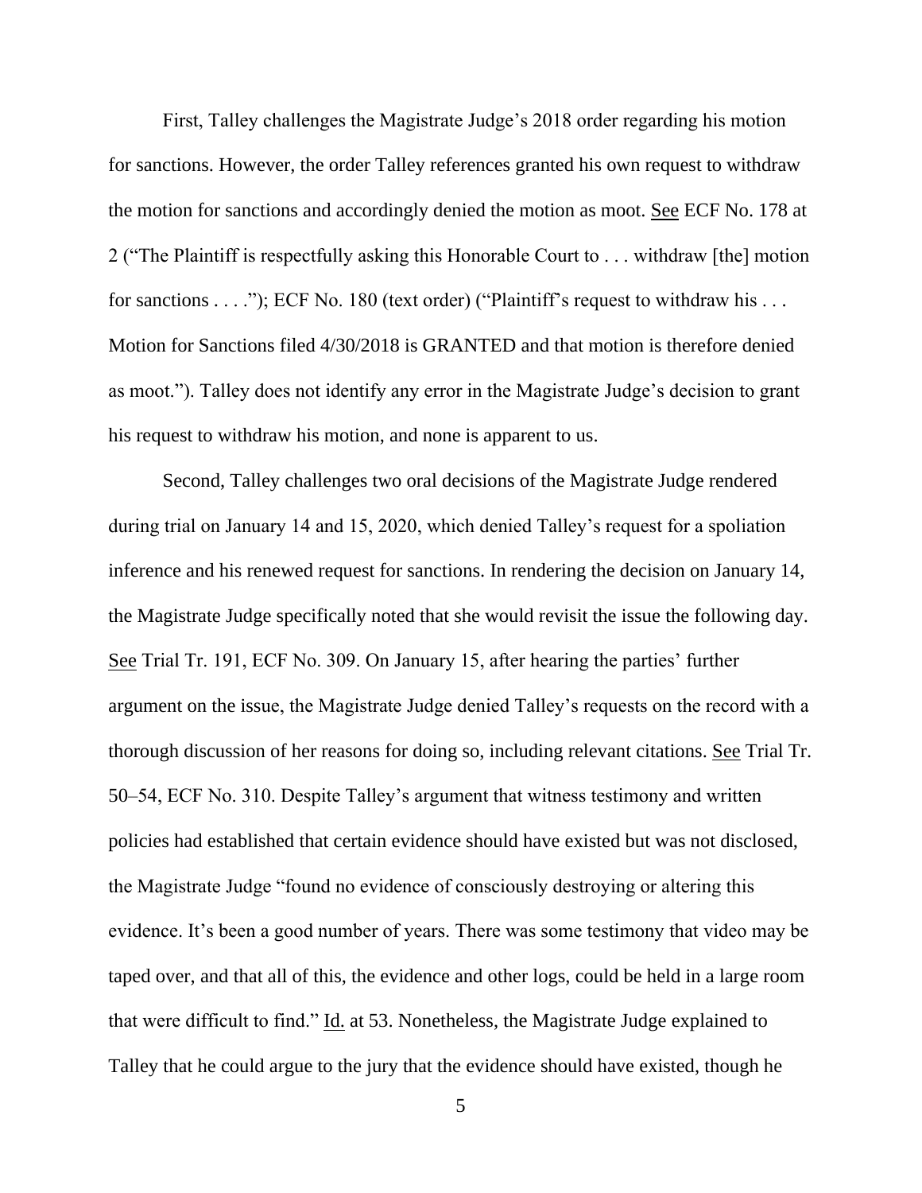First, Talley challenges the Magistrate Judge's 2018 order regarding his motion for sanctions. However, the order Talley references granted his own request to withdraw the motion for sanctions and accordingly denied the motion as moot. See ECF No. 178 at 2 ("The Plaintiff is respectfully asking this Honorable Court to . . . withdraw [the] motion for sanctions . . . ."); ECF No. 180 (text order) ("Plaintiff's request to withdraw his . . . Motion for Sanctions filed 4/30/2018 is GRANTED and that motion is therefore denied as moot."). Talley does not identify any error in the Magistrate Judge's decision to grant his request to withdraw his motion, and none is apparent to us.

Second, Talley challenges two oral decisions of the Magistrate Judge rendered during trial on January 14 and 15, 2020, which denied Talley's request for a spoliation inference and his renewed request for sanctions. In rendering the decision on January 14, the Magistrate Judge specifically noted that she would revisit the issue the following day. See Trial Tr. 191, ECF No. 309. On January 15, after hearing the parties' further argument on the issue, the Magistrate Judge denied Talley's requests on the record with a thorough discussion of her reasons for doing so, including relevant citations. See Trial Tr. 50–54, ECF No. 310. Despite Talley's argument that witness testimony and written policies had established that certain evidence should have existed but was not disclosed, the Magistrate Judge "found no evidence of consciously destroying or altering this evidence. It's been a good number of years. There was some testimony that video may be taped over, and that all of this, the evidence and other logs, could be held in a large room that were difficult to find." Id. at 53. Nonetheless, the Magistrate Judge explained to Talley that he could argue to the jury that the evidence should have existed, though he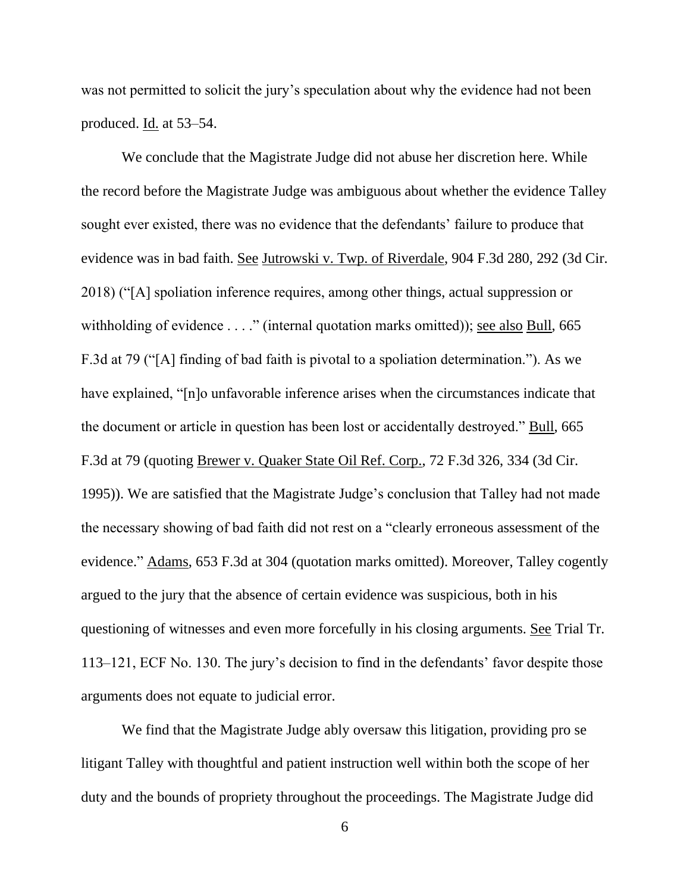was not permitted to solicit the jury's speculation about why the evidence had not been produced. Id. at 53–54.

We conclude that the Magistrate Judge did not abuse her discretion here. While the record before the Magistrate Judge was ambiguous about whether the evidence Talley sought ever existed, there was no evidence that the defendants' failure to produce that evidence was in bad faith. See Jutrowski v. Twp. of Riverdale, 904 F.3d 280, 292 (3d Cir. 2018) ("[A] spoliation inference requires, among other things, actual suppression or withholding of evidence . . . ." (internal quotation marks omitted)); see also Bull, 665 F.3d at 79 ("[A] finding of bad faith is pivotal to a spoliation determination."). As we have explained, "[n]o unfavorable inference arises when the circumstances indicate that the document or article in question has been lost or accidentally destroyed." Bull, 665 F.3d at 79 (quoting Brewer v. Quaker State Oil Ref. Corp., 72 F.3d 326, 334 (3d Cir. 1995)). We are satisfied that the Magistrate Judge's conclusion that Talley had not made the necessary showing of bad faith did not rest on a "clearly erroneous assessment of the evidence." Adams, 653 F.3d at 304 (quotation marks omitted). Moreover, Talley cogently argued to the jury that the absence of certain evidence was suspicious, both in his questioning of witnesses and even more forcefully in his closing arguments. See Trial Tr. 113–121, ECF No. 130. The jury's decision to find in the defendants' favor despite those arguments does not equate to judicial error.

We find that the Magistrate Judge ably oversaw this litigation, providing pro se litigant Talley with thoughtful and patient instruction well within both the scope of her duty and the bounds of propriety throughout the proceedings. The Magistrate Judge did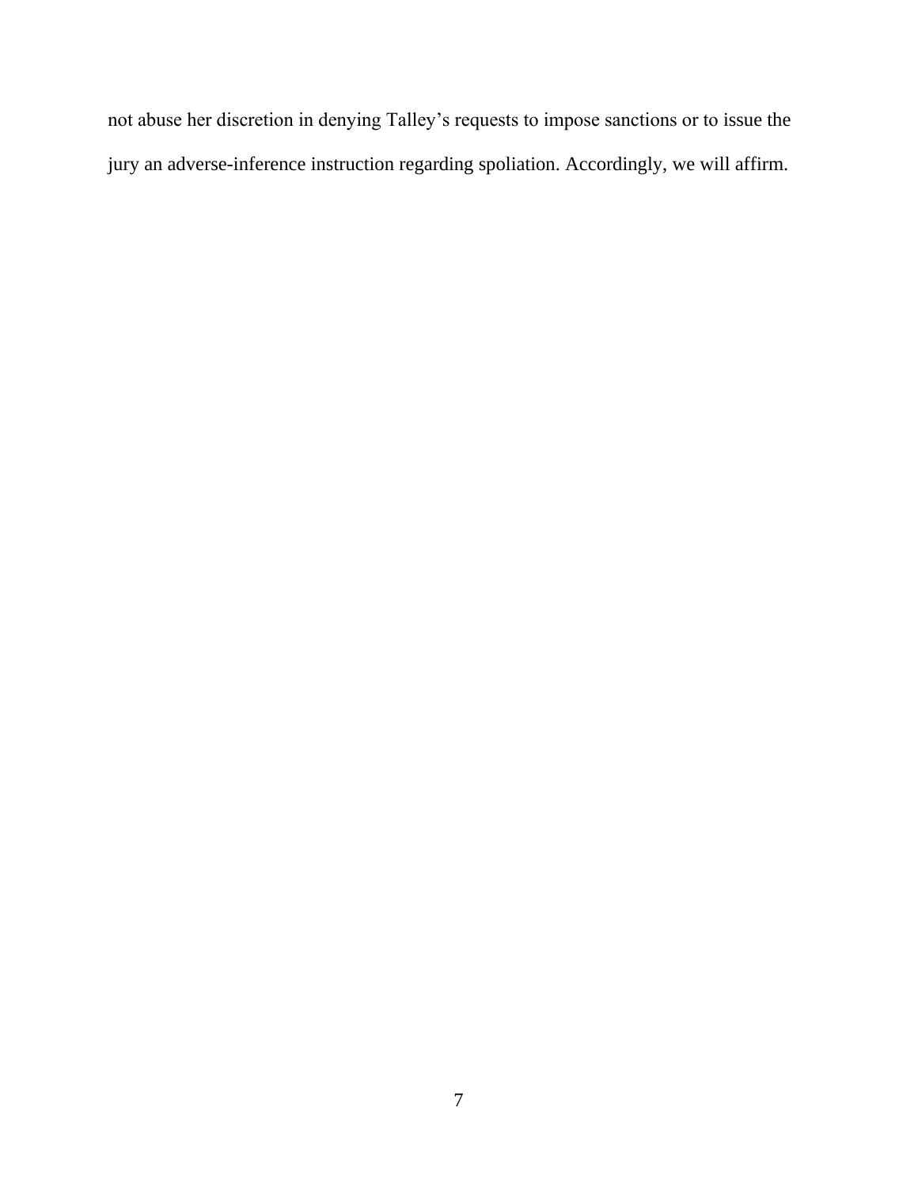not abuse her discretion in denying Talley's requests to impose sanctions or to issue the jury an adverse-inference instruction regarding spoliation. Accordingly, we will affirm.